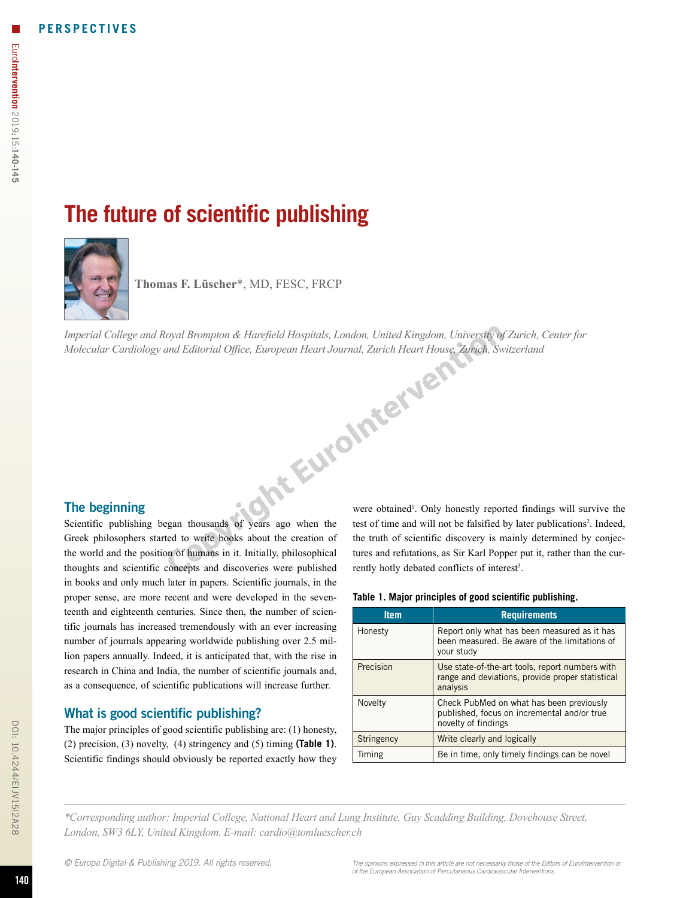# The future of scientific publishing

**Thomas F. Lüscher***, MD, FESC, FRCP

*Imperial College and Royal Brompton & Harefield Hospitals, London, United Kingdom, University of Zurich, Center for Molecular Cardiology and Editorial Office, European Heart Journal, Zurich Heart House, Zurich, Switzerland*

## The beginning

Scientific publishing began thousands of years ago when the Greek philosophers started to write books about the creation of the world and the position of humans in it. Initially, philosophical thoughts and scientific concepts and discoveries were published in books and only much later in papers. Scientific journals, in the proper sense, are more recent and were developed in the seventeenth and eighteenth centuries. Since then, the number of scientific journals has increased tremendously with an ever increasing number of journals appearing worldwide publishing over 2.5 million papers annually. Indeed, it is anticipated that, with the rise in research in China and India, the number of scientific journals and, as a consequence, of scientific publications will increase further.

## What is good scientific publishing?

The major principles of good scientific publishing are: (1) honesty, (2) precision, (3) novelty, (4) stringency and (5) timing **(Table 1)**. Scientific findings should obviously be reported exactly how they were obtained[1]. Only honestly reported findings will survive the test of time and will not be falsified by later publications[2]. Indeed, the truth of scientific discovery is mainly determined by conjectures and refutations, as Sir Karl Popper put it, rather than the currently hotly debated conflicts of interest[3].

**Table 1. Major principles of good scientific publishing.**

| Item | Requirements |
| --- | --- |
| Honesty | Report only what has been measured as it has been measured. Be aware of the limitations of your study |
| Precision | Use state-of-the-art tools, report numbers with range and deviations, provide proper statistical analysis |
| Novelty | Check PubMed on what has been previously published, focus on incremental and/or true novelty of findings |
| Stringency | Write clearly and logically |
| Timing | Be in time, only timely findings can be novel |

*\*Corresponding author: Imperial College, National Heart and Lung Institute, Guy Scadding Building, Dovehouse Street, London, SW3 6LY, United Kingdom. E-mail: cardio@tomluescher.ch*

*© Europa Digital & Publishing 2019. All rights reserved.*

*The opinions expressed in this article are not necessarily those of the Editors of EuroIntervention or of the European Association of Percutaneous Cardiovascular Interventions.*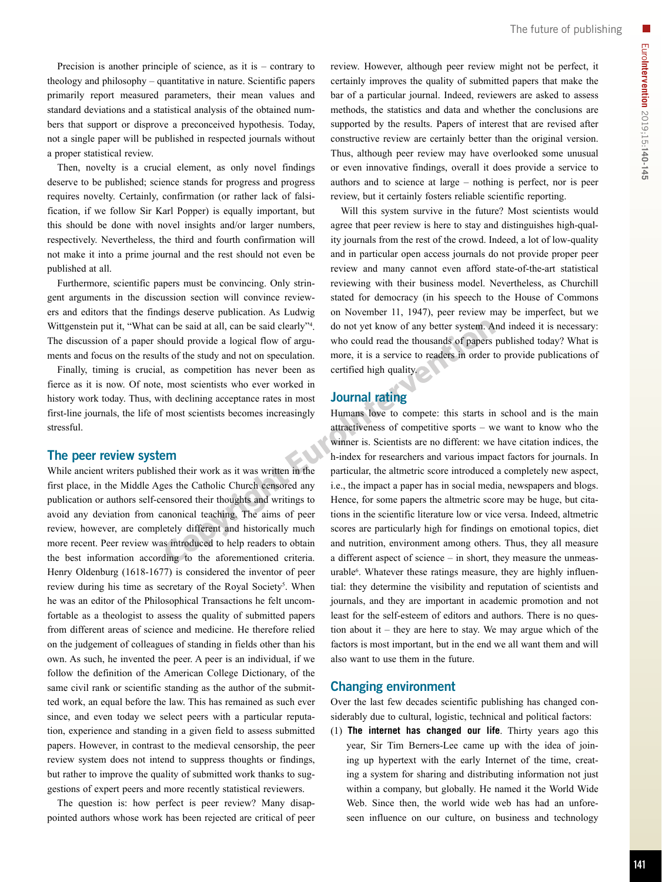Precision is another principle of science, as it is – contrary to theology and philosophy – quantitative in nature. Scientific papers primarily report measured parameters, their mean values and standard deviations and a statistical analysis of the obtained numbers that support or disprove a preconceived hypothesis. Today, not a single paper will be published in respected journals without a proper statistical review.

Then, novelty is a crucial element, as only novel findings deserve to be published; science stands for progress and progress requires novelty. Certainly, confirmation (or rather lack of falsification, if we follow Sir Karl Popper) is equally important, but this should be done with novel insights and/or larger numbers, respectively. Nevertheless, the third and fourth confirmation will not make it into a prime journal and the rest should not even be published at all.

Furthermore, scientific papers must be convincing. Only stringent arguments in the discussion section will convince reviewers and editors that the findings deserve publication. As Ludwig Wittgenstein put it, "What can be said at all, can be said clearly"[4]. The discussion of a paper should provide a logical flow of arguments and focus on the results of the study and not on speculation.

Finally, timing is crucial, as competition has never been as fierce as it is now. Of note, most scientists who ever worked in history work today. Thus, with declining acceptance rates in most first-line journals, the life of most scientists becomes increasingly stressful.

## The peer review system

While ancient writers published their work as it was written in the first place, in the Middle Ages the Catholic Church censored any publication or authors self-censored their thoughts and writings to avoid any deviation from canonical teaching. The aims of peer review, however, are completely different and historically much more recent. Peer review was introduced to help readers to obtain the best information according to the aforementioned criteria. Henry Oldenburg (1618-1677) is considered the inventor of peer review during his time as secretary of the Royal Society[5]. When he was an editor of the Philosophical Transactions he felt uncomfortable as a theologist to assess the quality of submitted papers from different areas of science and medicine. He therefore relied on the judgement of colleagues of standing in fields other than his own. As such, he invented the peer. A peer is an individual, if we follow the definition of the American College Dictionary, of the same civil rank or scientific standing as the author of the submitted work, an equal before the law. This has remained as such ever since, and even today we select peers with a particular reputation, experience and standing in a given field to assess submitted papers. However, in contrast to the medieval censorship, the peer review system does not intend to suppress thoughts or findings, but rather to improve the quality of submitted work thanks to suggestions of expert peers and more recently statistical reviewers.

The question is: how perfect is peer review? Many disappointed authors whose work has been rejected are critical of peer review. However, although peer review might not be perfect, it certainly improves the quality of submitted papers that make the bar of a particular journal. Indeed, reviewers are asked to assess methods, the statistics and data and whether the conclusions are supported by the results. Papers of interest that are revised after constructive review are certainly better than the original version. Thus, although peer review may have overlooked some unusual or even innovative findings, overall it does provide a service to authors and to science at large – nothing is perfect, nor is peer review, but it certainly fosters reliable scientific reporting.

Will this system survive in the future? Most scientists would agree that peer review is here to stay and distinguishes high-quality journals from the rest of the crowd. Indeed, a lot of low-quality and in particular open access journals do not provide proper peer review and many cannot even afford state-of-the-art statistical reviewing with their business model. Nevertheless, as Churchill stated for democracy (in his speech to the House of Commons on November 11, 1947), peer review may be imperfect, but we do not yet know of any better system. And indeed it is necessary: who could read the thousands of papers published today? What is more, it is a service to readers in order to provide publications of certified high quality.

## Journal rating

Humans love to compete: this starts in school and is the main attractiveness of competitive sports – we want to know who the winner is. Scientists are no different: we have citation indices, the h-index for researchers and various impact factors for journals. In particular, the altmetric score introduced a completely new aspect, i.e., the impact a paper has in social media, newspapers and blogs. Hence, for some papers the altmetric score may be huge, but citations in the scientific literature low or vice versa. Indeed, altmetric scores are particularly high for findings on emotional topics, diet and nutrition, environment among others. Thus, they all measure a different aspect of science – in short, they measure the unmeasurable[6]. Whatever these ratings measure, they are highly influential: they determine the visibility and reputation of scientists and journals, and they are important in academic promotion and not least for the self-esteem of editors and authors. There is no question about it – they are here to stay. We may argue which of the factors is most important, but in the end we all want them and will also want to use them in the future.

## Changing environment

Over the last few decades scientific publishing has changed considerably due to cultural, logistic, technical and political factors:

(1) **The internet has changed our life**. Thirty years ago this year, Sir Tim Berners-Lee came up with the idea of joining up hypertext with the early Internet of the time, creating a system for sharing and distributing information not just within a company, but globally. He named it the World Wide Web. Since then, the world wide web has had an unforeseen influence on our culture, on business and technology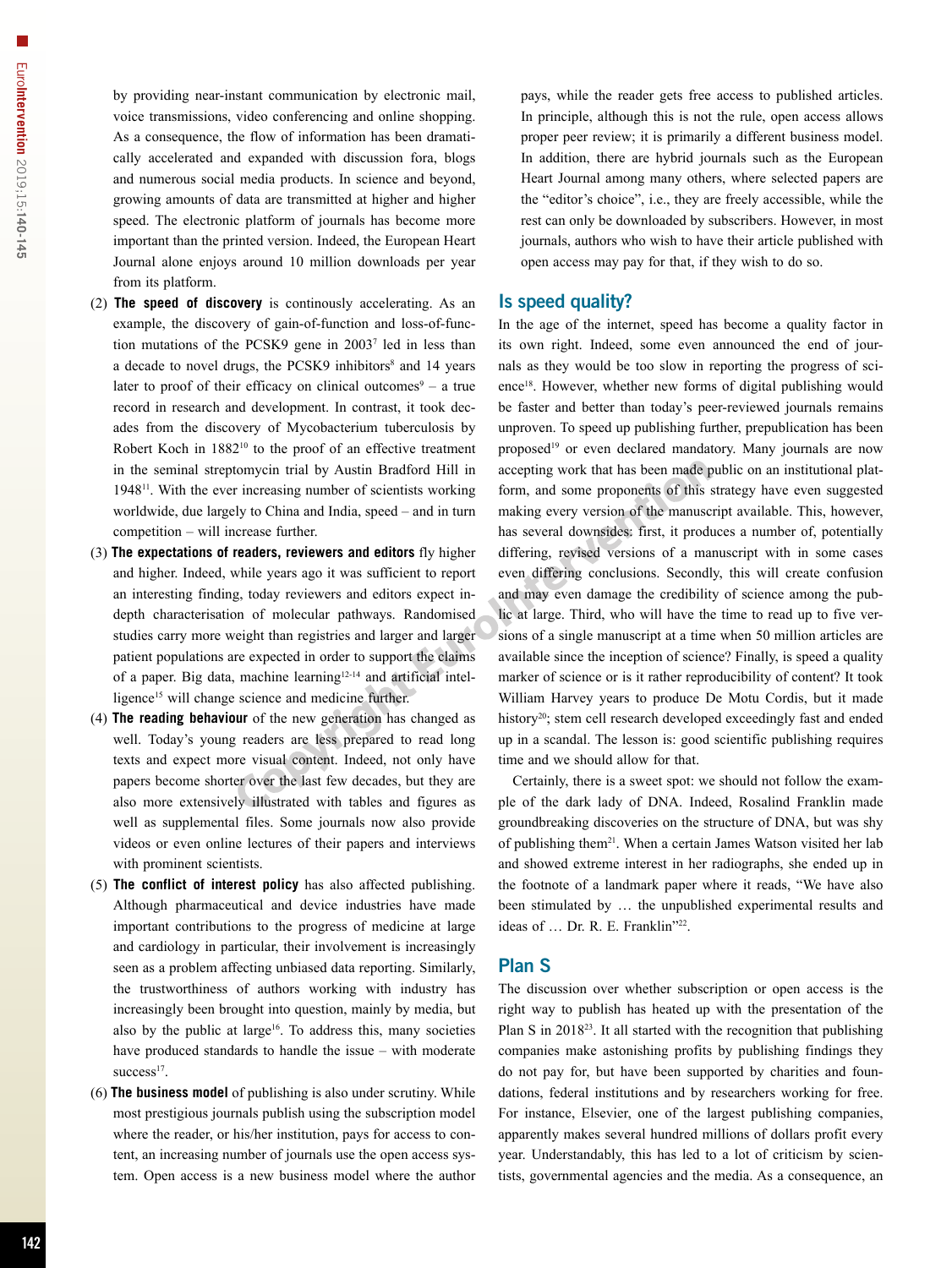by providing near-instant communication by electronic mail, voice transmissions, video conferencing and online shopping. As a consequence, the flow of information has been dramatically accelerated and expanded with discussion fora, blogs and numerous social media products. In science and beyond, growing amounts of data are transmitted at higher and higher speed. The electronic platform of journals has become more important than the printed version. Indeed, the European Heart Journal alone enjoys around 10 million downloads per year from its platform.

(2) **The speed of discovery** is continously accelerating. As an example, the discovery of gain-of-function and loss-of-function mutations of the PCSK9 gene in 2003[7] led in less than a decade to novel drugs, the PCSK9 inhibitors[8] and 14 years later to proof of their efficacy on clinical outcomes[9] – a true record in research and development. In contrast, it took decades from the discovery of Mycobacterium tuberculosis by Robert Koch in 1882[10] to the proof of an effective treatment in the seminal streptomycin trial by Austin Bradford Hill in 1948[11]. With the ever increasing number of scientists working worldwide, due largely to China and India, speed – and in turn competition – will increase further.

(3) **The expectations of readers, reviewers and editors** fly higher and higher. Indeed, while years ago it was sufficient to report an interesting finding, today reviewers and editors expect in-depth characterisation of molecular pathways. Randomised studies carry more weight than registries and larger and larger patient populations are expected in order to support the claims of a paper. Big data, machine learning[12-14] and artificial intelligence[15] will change science and medicine further.

(4) **The reading behaviour** of the new generation has changed as well. Today's young readers are less prepared to read long texts and expect more visual content. Indeed, not only have papers become shorter over the last few decades, but they are also more extensively illustrated with tables and figures as well as supplemental files. Some journals now also provide videos or even online lectures of their papers and interviews with prominent scientists.

(5) **The conflict of interest policy** has also affected publishing. Although pharmaceutical and device industries have made important contributions to the progress of medicine at large and cardiology in particular, their involvement is increasingly seen as a problem affecting unbiased data reporting. Similarly, the trustworthiness of authors working with industry has increasingly been brought into question, mainly by media, but also by the public at large[16]. To address this, many societies have produced standards to handle the issue – with moderate success[17].

(6) **The business model** of publishing is also under scrutiny. While most prestigious journals publish using the subscription model where the reader, or his/her institution, pays for access to content, an increasing number of journals use the open access system. Open access is a new business model where the author pays, while the reader gets free access to published articles. In principle, although this is not the rule, open access allows proper peer review; it is primarily a different business model. In addition, there are hybrid journals such as the European Heart Journal among many others, where selected papers are the "editor's choice", i.e., they are freely accessible, while the rest can only be downloaded by subscribers. However, in most journals, authors who wish to have their article published with open access may pay for that, if they wish to do so.

## Is speed quality?

In the age of the internet, speed has become a quality factor in its own right. Indeed, some even announced the end of journals as they would be too slow in reporting the progress of science[18]. However, whether new forms of digital publishing would be faster and better than today's peer-reviewed journals remains unproven. To speed up publishing further, prepublication has been proposed[19] or even declared mandatory. Many journals are now accepting work that has been made public on an institutional platform, and some proponents of this strategy have even suggested making every version of the manuscript available. This, however, has several downsides: first, it produces a number of, potentially differing, revised versions of a manuscript with in some cases even differing conclusions. Secondly, this will create confusion and may even damage the credibility of science among the public at large. Third, who will have the time to read up to five versions of a single manuscript at a time when 50 million articles are available since the inception of science? Finally, is speed a quality marker of science or is it rather reproducibility of content? It took William Harvey years to produce De Motu Cordis, but it made history[20]; stem cell research developed exceedingly fast and ended up in a scandal. The lesson is: good scientific publishing requires time and we should allow for that.

Certainly, there is a sweet spot: we should not follow the example of the dark lady of DNA. Indeed, Rosalind Franklin made groundbreaking discoveries on the structure of DNA, but was shy of publishing them[21]. When a certain James Watson visited her lab and showed extreme interest in her radiographs, she ended up in the footnote of a landmark paper where it reads, "We have also been stimulated by … the unpublished experimental results and ideas of … Dr. R. E. Franklin"[22].

## Plan S

The discussion over whether subscription or open access is the right way to publish has heated up with the presentation of the Plan S in 2018[23]. It all started with the recognition that publishing companies make astonishing profits by publishing findings they do not pay for, but have been supported by charities and foundations, federal institutions and by researchers working for free. For instance, Elsevier, one of the largest publishing companies, apparently makes several hundred millions of dollars profit every year. Understandably, this has led to a lot of criticism by scientists, governmental agencies and the media. As a consequence, an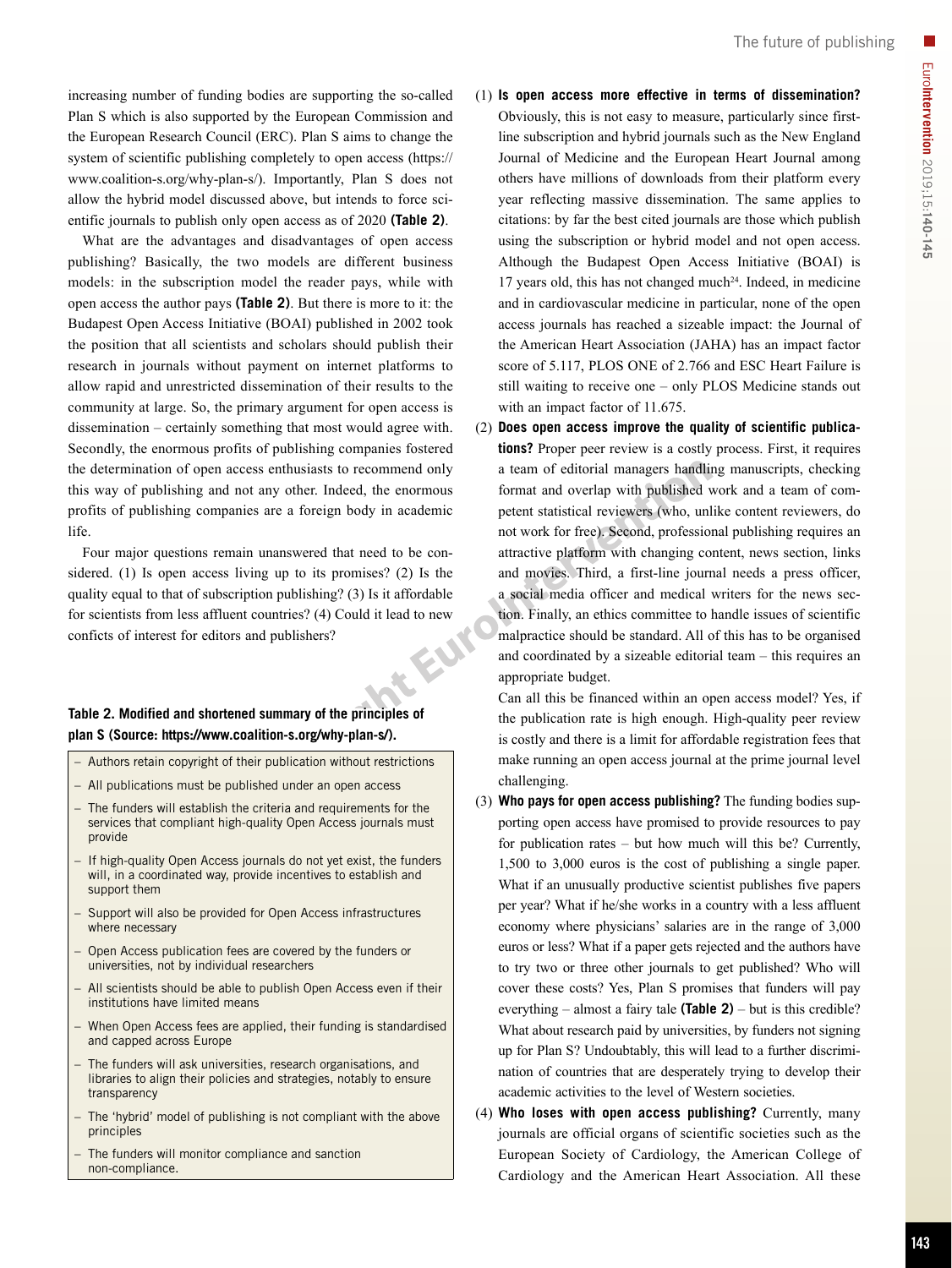increasing number of funding bodies are supporting the so-called Plan S which is also supported by the European Commission and the European Research Council (ERC). Plan S aims to change the system of scientific publishing completely to open access (https://www.coalition-s.org/why-plan-s/). Importantly, Plan S does not allow the hybrid model discussed above, but intends to force scientific journals to publish only open access as of 2020 **(Table 2)**.

What are the advantages and disadvantages of open access publishing? Basically, the two models are different business models: in the subscription model the reader pays, while with open access the author pays **(Table 2)**. But there is more to it: the Budapest Open Access Initiative (BOAI) published in 2002 took the position that all scientists and scholars should publish their research in journals without payment on internet platforms to allow rapid and unrestricted dissemination of their results to the community at large. So, the primary argument for open access is dissemination – certainly something that most would agree with. Secondly, the enormous profits of publishing companies fostered the determination of open access enthusiasts to recommend only this way of publishing and not any other. Indeed, the enormous profits of publishing companies are a foreign body in academic life.

Four major questions remain unanswered that need to be considered. (1) Is open access living up to its promises? (2) Is the quality equal to that of subscription publishing? (3) Is it affordable for scientists from less affluent countries? (4) Could it lead to new conficts of interest for editors and publishers?

**Table 2. Modified and shortened summary of the principles of plan S (Source: https://www.coalition-s.org/why-plan-s/).**

- Authors retain copyright of their publication without restrictions
- All publications must be published under an open access
- The funders will establish the criteria and requirements for the services that compliant high-quality Open Access journals must provide
- If high-quality Open Access journals do not yet exist, the funders will, in a coordinated way, provide incentives to establish and support them
- Support will also be provided for Open Access infrastructures where necessary
- Open Access publication fees are covered by the funders or universities, not by individual researchers
- All scientists should be able to publish Open Access even if their institutions have limited means
- When Open Access fees are applied, their funding is standardised and capped across Europe
- The funders will ask universities, research organisations, and libraries to align their policies and strategies, notably to ensure transparency
- The 'hybrid' model of publishing is not compliant with the above principles
- The funders will monitor compliance and sanction non-compliance.

(1) **Is open access more effective in terms of dissemination?** Obviously, this is not easy to measure, particularly since first-line subscription and hybrid journals such as the New England Journal of Medicine and the European Heart Journal among others have millions of downloads from their platform every year reflecting massive dissemination. The same applies to citations: by far the best cited journals are those which publish using the subscription or hybrid model and not open access. Although the Budapest Open Access Initiative (BOAI) is 17 years old, this has not changed much[24]. Indeed, in medicine and in cardiovascular medicine in particular, none of the open access journals has reached a sizeable impact: the Journal of the American Heart Association (JAHA) has an impact factor score of 5.117, PLOS ONE of 2.766 and ESC Heart Failure is still waiting to receive one – only PLOS Medicine stands out with an impact factor of 11.675.

(2) **Does open access improve the quality of scientific publications?** Proper peer review is a costly process. First, it requires a team of editorial managers handling manuscripts, checking format and overlap with published work and a team of competent statistical reviewers (who, unlike content reviewers, do not work for free). Second, professional publishing requires an attractive platform with changing content, news section, links and movies. Third, a first-line journal needs a press officer, a social media officer and medical writers for the news section. Finally, an ethics committee to handle issues of scientific malpractice should be standard. All of this has to be organised and coordinated by a sizeable editorial team – this requires an appropriate budget.

Can all this be financed within an open access model? Yes, if the publication rate is high enough. High-quality peer review is costly and there is a limit for affordable registration fees that make running an open access journal at the prime journal level challenging.

(3) **Who pays for open access publishing?** The funding bodies supporting open access have promised to provide resources to pay for publication rates – but how much will this be? Currently, 1,500 to 3,000 euros is the cost of publishing a single paper. What if an unusually productive scientist publishes five papers per year? What if he/she works in a country with a less affluent economy where physicians' salaries are in the range of 3,000 euros or less? What if a paper gets rejected and the authors have to try two or three other journals to get published? Who will cover these costs? Yes, Plan S promises that funders will pay everything – almost a fairy tale **(Table 2)** – but is this credible? What about research paid by universities, by funders not signing up for Plan S? Undoubtably, this will lead to a further discrimination of countries that are desperately trying to develop their academic activities to the level of Western societies.

(4) **Who loses with open access publishing?** Currently, many journals are official organs of scientific societies such as the European Society of Cardiology, the American College of Cardiology and the American Heart Association. All these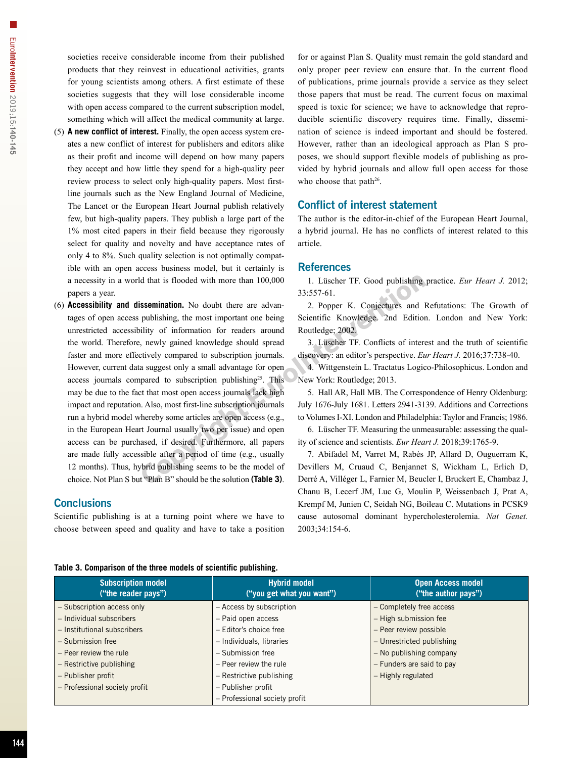societies receive considerable income from their published products that they reinvest in educational activities, grants for young scientists among others. A first estimate of these societies suggests that they will lose considerable income with open access compared to the current subscription model, something which will affect the medical community at large.

(5) **A new conflict of interest.** Finally, the open access system creates a new conflict of interest for publishers and editors alike as their profit and income will depend on how many papers they accept and how little they spend for a high-quality peer review process to select only high-quality papers. Most first-line journals such as the New England Journal of Medicine, The Lancet or the European Heart Journal publish relatively few, but high-quality papers. They publish a large part of the 1% most cited papers in their field because they rigorously select for quality and novelty and have acceptance rates of only 4 to 8%. Such quality selection is not optimally compatible with an open access business model, but it certainly is a necessity in a world that is flooded with more than 100,000 papers a year.

(6) **Accessibility and dissemination.** No doubt there are advantages of open access publishing, the most important one being unrestricted accessibility of information for readers around the world. Therefore, newly gained knowledge should spread faster and more effectively compared to subscription journals. However, current data suggest only a small advantage for open access journals compared to subscription publishing[25]. This may be due to the fact that most open access journals lack high impact and reputation. Also, most first-line subscription journals run a hybrid model whereby some articles are open access (e.g., in the European Heart Journal usually two per issue) and open access can be purchased, if desired. Furthermore, all papers are made fully accessible after a period of time (e.g., usually 12 months). Thus, hybrid publishing seems to be the model of choice. Not Plan S but "Plan B" should be the solution **(Table 3)**.

## Conclusions

Scientific publishing is at a turning point where we have to choose between speed and quality and have to take a position for or against Plan S. Quality must remain the gold standard and only proper peer review can ensure that. In the current flood of publications, prime journals provide a service as they select those papers that must be read. The current focus on maximal speed is toxic for science; we have to acknowledge that reproducible scientific discovery requires time. Finally, dissemination of science is indeed important and should be fostered. However, rather than an ideological approach as Plan S proposes, we should support flexible models of publishing as provided by hybrid journals and allow full open access for those who choose that path[26].

## Conflict of interest statement

The author is the editor-in-chief of the European Heart Journal, a hybrid journal. He has no conflicts of interest related to this article.

## References

1. Lüscher TF. Good publishing practice. *Eur Heart J.* 2012;33:557-61.
2. Popper K. Conjectures and Refutations: The Growth of Scientific Knowledge. 2nd Edition. London and New York: Routledge; 2002.
3. Lüscher TF. Conflicts of interest and the truth of scientific discovery: an editor's perspective. *Eur Heart J.* 2016;37:738-40.
4. Wittgenstein L. Tractatus Logico-Philosophicus. London and New York: Routledge; 2013.
5. Hall AR, Hall MB. The Correspondence of Henry Oldenburg: July 1676-July 1681. Letters 2941-3139. Additions and Corrections to Volumes I-XI. London and Philadelphia: Taylor and Francis; 1986.
6. Lüscher TF. Measuring the unmeasurable: assessing the quality of science and scientists. *Eur Heart J.* 2018;39:1765-9.
7. Abifadel M, Varret M, Rabès JP, Allard D, Ouguerram K, Devillers M, Cruaud C, Benjannet S, Wickham L, Erlich D, Derré A, Villéger L, Farnier M, Beucler I, Bruckert E, Chambaz J, Chanu B, Lecerf JM, Luc G, Moulin P, Weissenbach J, Prat A, Krempf M, Junien C, Seidah NG, Boileau C. Mutations in PCSK9 cause autosomal dominant hypercholesterolemia. *Nat Genet.* 2003;34:154-6.

**Table 3. Comparison of the three models of scientific publishing.**

| Subscription model ("the reader pays") | Hybrid model ("you get what you want") | Open Access model ("the author pays") |
|---|---|---|
| – Subscription access only | – Access by subscription | – Completely free access |
| – Individual subscribers | – Paid open access | – High submission fee |
| – Institutional subscribers | – Editor's choice free | – Peer review possible |
| – Submission free | – Individuals, libraries | – Unrestricted publishing |
| – Peer review the rule | – Submission free | – No publishing company |
| – Restrictive publishing | – Peer review the rule | – Funders are said to pay |
| – Publisher profit | – Restrictive publishing | – Highly regulated |
| – Professional society profit | – Publisher profit | |
| | – Professional society profit | |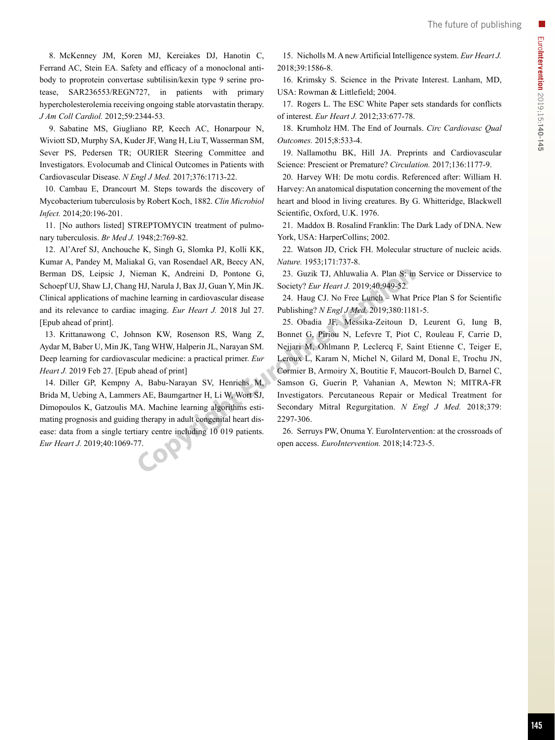8. McKenney JM, Koren MJ, Kereiakes DJ, Hanotin C, Ferrand AC, Stein EA. Safety and efficacy of a monoclonal antibody to proprotein convertase subtilisin/kexin type 9 serine protease, SAR236553/REGN727, in patients with primary hypercholesterolemia receiving ongoing stable atorvastatin therapy. *J Am Coll Cardiol.* 2012;59:2344-53.

9. Sabatine MS, Giugliano RP, Keech AC, Honarpour N, Wiviott SD, Murphy SA, Kuder JF, Wang H, Liu T, Wasserman SM, Sever PS, Pedersen TR; OURIER Steering Committee and Investigators. Evolocumab and Clinical Outcomes in Patients with Cardiovascular Disease. *N Engl J Med.* 2017;376:1713-22.

10. Cambau E, Drancourt M. Steps towards the discovery of Mycobacterium tuberculosis by Robert Koch, 1882. *Clin Microbiol Infect.* 2014;20:196-201.

11. [No authors listed] STREPTOMYCIN treatment of pulmonary tuberculosis. *Br Med J.* 1948;2:769-82.

12. Al'Aref SJ, Anchouche K, Singh G, Slomka PJ, Kolli KK, Kumar A, Pandey M, Maliakal G, van Rosendael AR, Beecy AN, Berman DS, Leipsic J, Nieman K, Andreini D, Pontone G, Schoepf UJ, Shaw LJ, Chang HJ, Narula J, Bax JJ, Guan Y, Min JK. Clinical applications of machine learning in cardiovascular disease and its relevance to cardiac imaging. *Eur Heart J.* 2018 Jul 27. [Epub ahead of print].

13. Krittanawong C, Johnson KW, Rosenson RS, Wang Z, Aydar M, Baber U, Min JK, Tang WHW, Halperin JL, Narayan SM. Deep learning for cardiovascular medicine: a practical primer. *Eur Heart J.* 2019 Feb 27. [Epub ahead of print]

14. Diller GP, Kempny A, Babu-Narayan SV, Henrichs M, Brida M, Uebing A, Lammers AE, Baumgartner H, Li W, Wort SJ, Dimopoulos K, Gatzoulis MA. Machine learning algorithms estimating prognosis and guiding therapy in adult congenital heart disease: data from a single tertiary centre including 10 019 patients. *Eur Heart J.* 2019;40:1069-77.

15. Nicholls M. A new Artificial Intelligence system. *Eur Heart J.* 2018;39:1586-8.

16. Krimsky S. Science in the Private Interest. Lanham, MD, USA: Rowman & Littlefield; 2004.

17. Rogers L. The ESC White Paper sets standards for conflicts of interest. *Eur Heart J.* 2012;33:677-78.

18. Krumholz HM. The End of Journals. *Circ Cardiovasc Qual Outcomes.* 2015;8:533-4.

19. Nallamothu BK, Hill JA. Preprints and Cardiovascular Science: Prescient or Premature? *Circulation.* 2017;136:1177-9.

20. Harvey WH: De motu cordis. Referenced after: William H. Harvey: An anatomical disputation concerning the movement of the heart and blood in living creatures. By G. Whitteridge, Blackwell Scientific, Oxford, U.K. 1976.

21. Maddox B. Rosalind Franklin: The Dark Lady of DNA. New York, USA: HarperCollins; 2002.

22. Watson JD, Crick FH. Molecular structure of nucleic acids. *Nature.* 1953;171:737-8.

23. Guzik TJ, Ahluwalia A. Plan S: in Service or Disservice to Society? *Eur Heart J.* 2019;40:949-52.

24. Haug CJ. No Free Lunch – What Price Plan S for Scientific Publishing? *N Engl J Med.* 2019;380:1181-5.

25. Obadia JF, Messika-Zeitoun D, Leurent G, Iung B, Bonnet G, Piriou N, Lefevre T, Piot C, Rouleau F, Carrie D, Nejjari M, Ohlmann P, Leclercq F, Saint Etienne C, Teiger E, Leroux L, Karam N, Michel N, Gilard M, Donal E, Trochu JN, Cormier B, Armoiry X, Boutitie F, Maucort-Boulch D, Barnel C, Samson G, Guerin P, Vahanian A, Mewton N; MITRA-FR Investigators. Percutaneous Repair or Medical Treatment for Secondary Mitral Regurgitation. *N Engl J Med.* 2018;379:2297-306.

26. Serruys PW, Onuma Y. EuroIntervention: at the crossroads of open access. *EuroIntervention.* 2018;14:723-5.